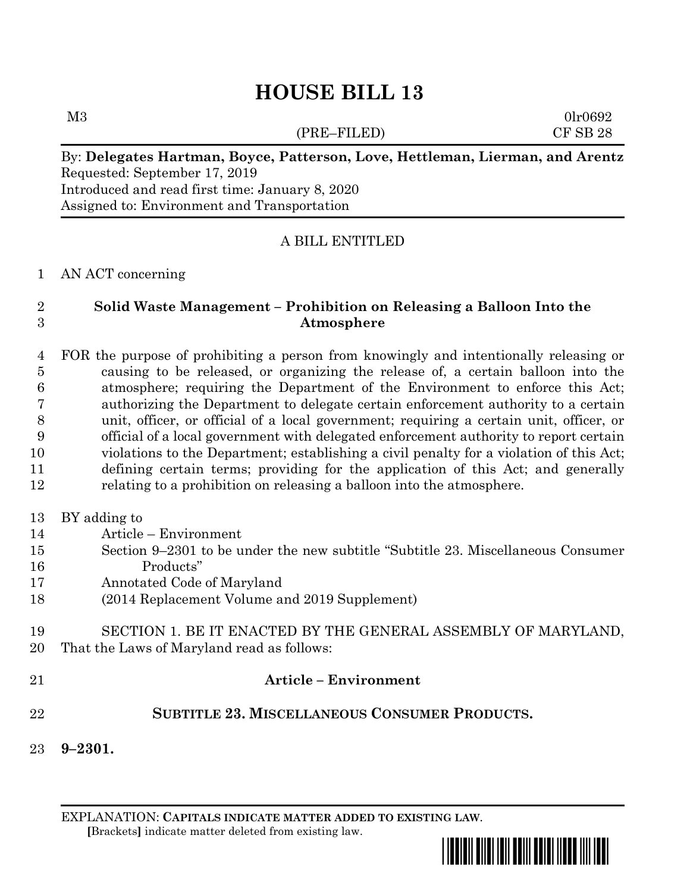# HOUSE BILL 13

M3 0lr0692

(PRE–FILED) CF SB 28

By: **Delegates Hartman, Boyce, Patterson, Love, Hettleman, Lierman, and Arentz**
Requested: September 17, 2019
Introduced and read first time: January 8, 2020
Assigned to: Environment and Transportation

A BILL ENTITLED

AN ACT concerning

**Solid Waste Management – Prohibition on Releasing a Balloon Into the Atmosphere**

FOR the purpose of prohibiting a person from knowingly and intentionally releasing or causing to be released, or organizing the release of, a certain balloon into the atmosphere; requiring the Department of the Environment to enforce this Act; authorizing the Department to delegate certain enforcement authority to a certain unit, officer, or official of a local government; requiring a certain unit, officer, or official of a local government with delegated enforcement authority to report certain violations to the Department; establishing a civil penalty for a violation of this Act; defining certain terms; providing for the application of this Act; and generally relating to a prohibition on releasing a balloon into the atmosphere.

BY adding to
Article – Environment
Section 9–2301 to be under the new subtitle "Subtitle 23. Miscellaneous Consumer Products"
Annotated Code of Maryland
(2014 Replacement Volume and 2019 Supplement)

SECTION 1. BE IT ENACTED BY THE GENERAL ASSEMBLY OF MARYLAND, That the Laws of Maryland read as follows:

**Article – Environment**

**SUBTITLE 23. MISCELLANEOUS CONSUMER PRODUCTS.**

**9–2301.**

EXPLANATION: **CAPITALS INDICATE MATTER ADDED TO EXISTING LAW**.
**[**Brackets**]** indicate matter deleted from existing law.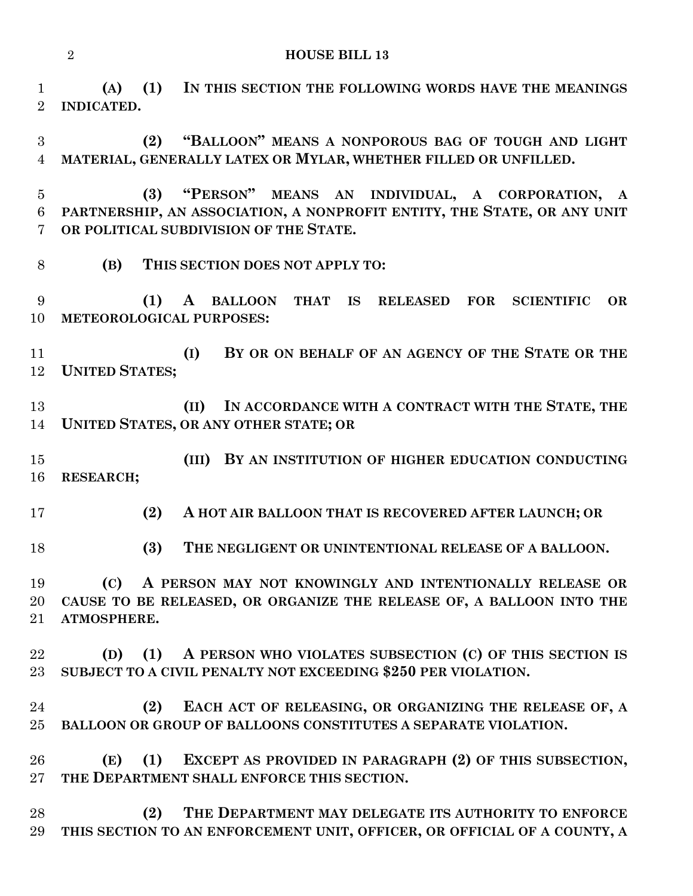**(A) (1) IN THIS SECTION THE FOLLOWING WORDS HAVE THE MEANINGS INDICATED.**

**(2) "BALLOON" MEANS A NONPOROUS BAG OF TOUGH AND LIGHT MATERIAL, GENERALLY LATEX OR MYLAR, WHETHER FILLED OR UNFILLED.**

**(3) "PERSON" MEANS AN INDIVIDUAL, A CORPORATION, A PARTNERSHIP, AN ASSOCIATION, A NONPROFIT ENTITY, THE STATE, OR ANY UNIT OR POLITICAL SUBDIVISION OF THE STATE.**

**(B) THIS SECTION DOES NOT APPLY TO:**

**(1) A BALLOON THAT IS RELEASED FOR SCIENTIFIC OR METEOROLOGICAL PURPOSES:**

**(I) BY OR ON BEHALF OF AN AGENCY OF THE STATE OR THE UNITED STATES;**

**(II) IN ACCORDANCE WITH A CONTRACT WITH THE STATE, THE UNITED STATES, OR ANY OTHER STATE; OR**

**(III) BY AN INSTITUTION OF HIGHER EDUCATION CONDUCTING RESEARCH;**

**(2) A HOT AIR BALLOON THAT IS RECOVERED AFTER LAUNCH; OR**

**(3) THE NEGLIGENT OR UNINTENTIONAL RELEASE OF A BALLOON.**

**(C) A PERSON MAY NOT KNOWINGLY AND INTENTIONALLY RELEASE OR CAUSE TO BE RELEASED, OR ORGANIZE THE RELEASE OF, A BALLOON INTO THE ATMOSPHERE.**

**(D) (1) A PERSON WHO VIOLATES SUBSECTION (C) OF THIS SECTION IS SUBJECT TO A CIVIL PENALTY NOT EXCEEDING $250 PER VIOLATION.**

**(2) EACH ACT OF RELEASING, OR ORGANIZING THE RELEASE OF, A BALLOON OR GROUP OF BALLOONS CONSTITUTES A SEPARATE VIOLATION.**

**(E) (1) EXCEPT AS PROVIDED IN PARAGRAPH (2) OF THIS SUBSECTION, THE DEPARTMENT SHALL ENFORCE THIS SECTION.**

**(2) THE DEPARTMENT MAY DELEGATE ITS AUTHORITY TO ENFORCE THIS SECTION TO AN ENFORCEMENT UNIT, OFFICER, OR OFFICIAL OF A COUNTY, A**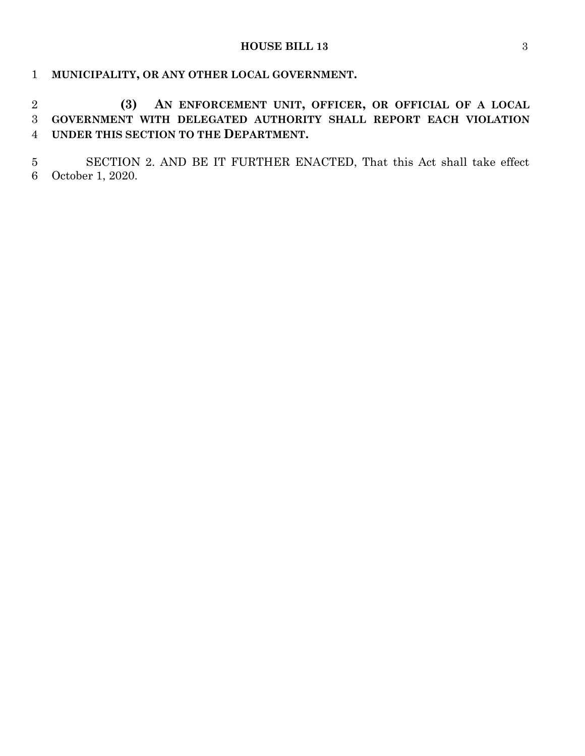**MUNICIPALITY, OR ANY OTHER LOCAL GOVERNMENT.**

**(3) AN ENFORCEMENT UNIT, OFFICER, OR OFFICIAL OF A LOCAL GOVERNMENT WITH DELEGATED AUTHORITY SHALL REPORT EACH VIOLATION UNDER THIS SECTION TO THE DEPARTMENT.**

SECTION 2. AND BE IT FURTHER ENACTED, That this Act shall take effect October 1, 2020.